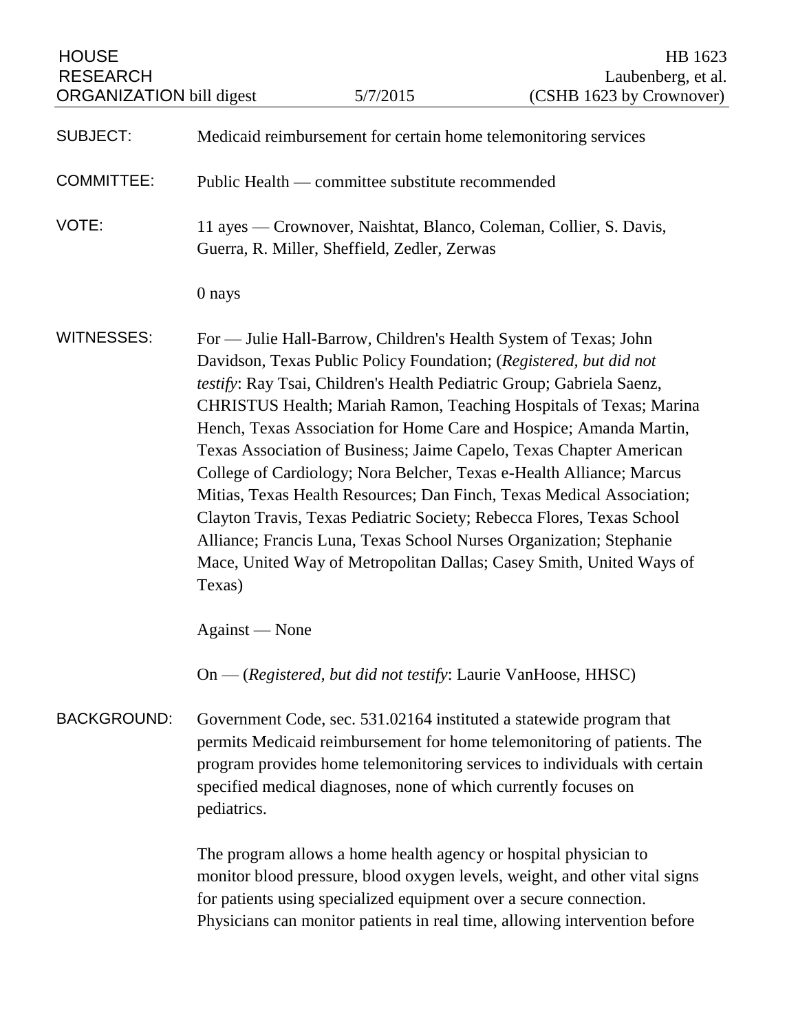HOUSE RESEARCH ORGANIZATION bill digest | 5/7/2015 | HB 1623 Laubenberg, et al. (CSHB 1623 by Crownover)

| | |
|---|---|
| SUBJECT: | Medicaid reimbursement for certain home telemonitoring services |
| COMMITTEE: | Public Health — committee substitute recommended |
| VOTE: | 11 ayes — Crownover, Naishtat, Blanco, Coleman, Collier, S. Davis, Guerra, R. Miller, Sheffield, Zedler, Zerwas<br><br>0 nays |
| WITNESSES: | For — Julie Hall-Barrow, Children's Health System of Texas; John Davidson, Texas Public Policy Foundation; (*Registered, but did not testify*: Ray Tsai, Children's Health Pediatric Group; Gabriela Saenz, CHRISTUS Health; Mariah Ramon, Teaching Hospitals of Texas; Marina Hench, Texas Association for Home Care and Hospice; Amanda Martin, Texas Association of Business; Jaime Capelo, Texas Chapter American College of Cardiology; Nora Belcher, Texas e-Health Alliance; Marcus Mitias, Texas Health Resources; Dan Finch, Texas Medical Association; Clayton Travis, Texas Pediatric Society; Rebecca Flores, Texas School Alliance; Francis Luna, Texas School Nurses Organization; Stephanie Mace, United Way of Metropolitan Dallas; Casey Smith, United Ways of Texas)<br><br>Against — None<br><br>On — (*Registered, but did not testify*: Laurie VanHoose, HHSC) |

BACKGROUND: Government Code, sec. 531.02164 instituted a statewide program that permits Medicaid reimbursement for home telemonitoring of patients. The program provides home telemonitoring services to individuals with certain specified medical diagnoses, none of which currently focuses on pediatrics.

The program allows a home health agency or hospital physician to monitor blood pressure, blood oxygen levels, weight, and other vital signs for patients using specialized equipment over a secure connection. Physicians can monitor patients in real time, allowing intervention before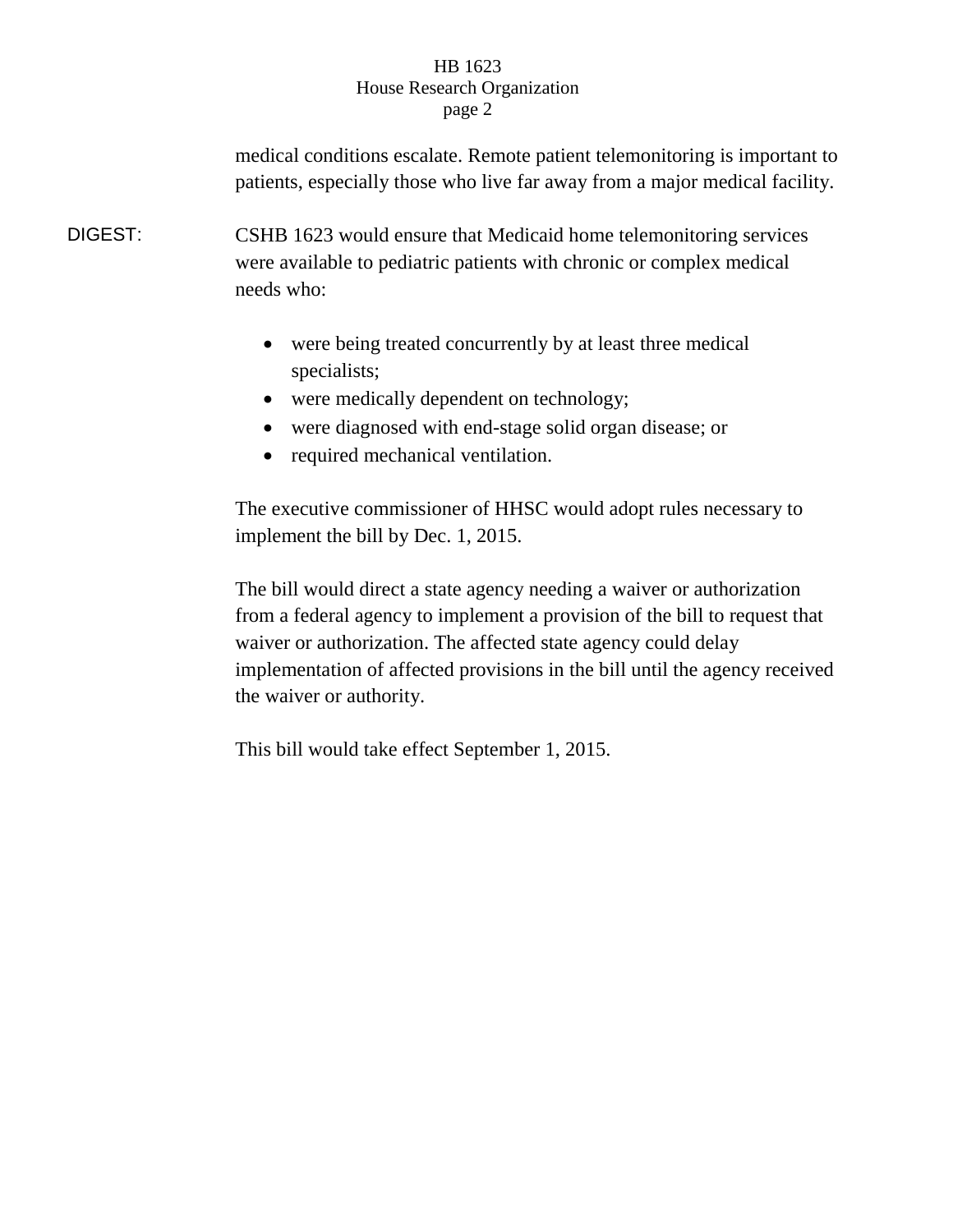medical conditions escalate. Remote patient telemonitoring is important to patients, especially those who live far away from a major medical facility.

DIGEST: CSHB 1623 would ensure that Medicaid home telemonitoring services were available to pediatric patients with chronic or complex medical needs who:

- were being treated concurrently by at least three medical specialists;
- were medically dependent on technology;
- were diagnosed with end-stage solid organ disease; or
- required mechanical ventilation.

The executive commissioner of HHSC would adopt rules necessary to implement the bill by Dec. 1, 2015.

The bill would direct a state agency needing a waiver or authorization from a federal agency to implement a provision of the bill to request that waiver or authorization. The affected state agency could delay implementation of affected provisions in the bill until the agency received the waiver or authority.

This bill would take effect September 1, 2015.